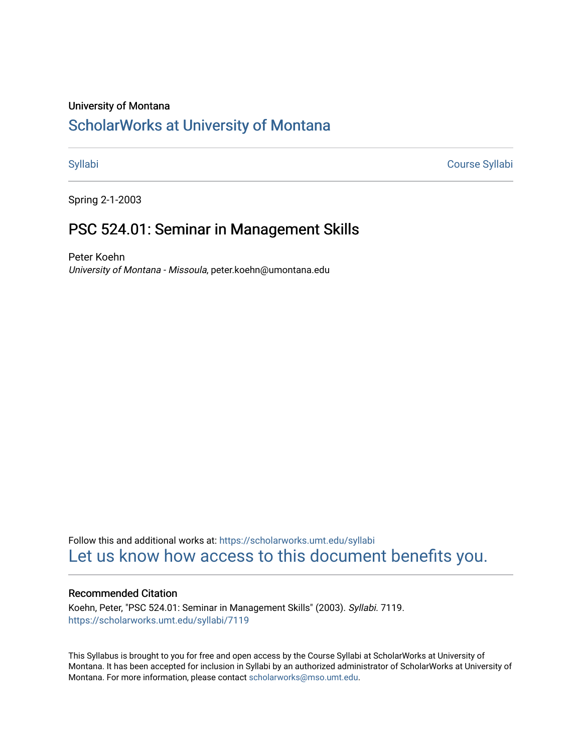University of Montana

# ScholarWorks at University of Montana

Syllabi | Course Syllabi

Spring 2-1-2003

## PSC 524.01: Seminar in Management Skills

Peter Koehn
*University of Montana - Missoula*, peter.koehn@umontana.edu

Follow this and additional works at: https://scholarworks.umt.edu/syllabi
Let us know how access to this document benefits you.

### Recommended Citation

Koehn, Peter, "PSC 524.01: Seminar in Management Skills" (2003). *Syllabi*. 7119.
https://scholarworks.umt.edu/syllabi/7119

This Syllabus is brought to you for free and open access by the Course Syllabi at ScholarWorks at University of Montana. It has been accepted for inclusion in Syllabi by an authorized administrator of ScholarWorks at University of Montana. For more information, please contact scholarworks@mso.umt.edu.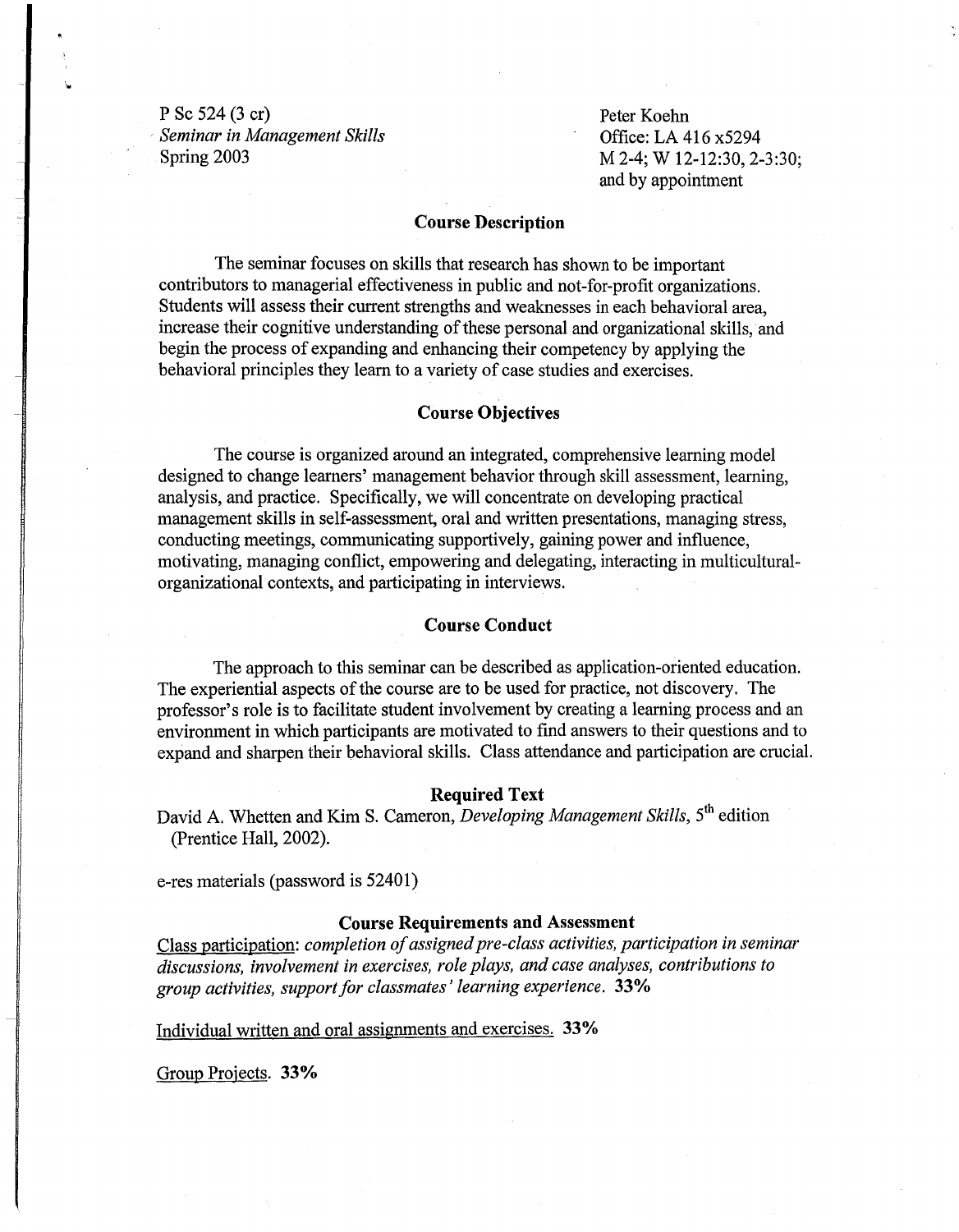P Sc 524 (3 cr)
*Seminar in Management Skills*
Spring 2003

Peter Koehn
Office: LA 416 x5294
M 2-4; W 12-12:30, 2-3:30;
and by appointment

## Course Description

The seminar focuses on skills that research has shown to be important contributors to managerial effectiveness in public and not-for-profit organizations. Students will assess their current strengths and weaknesses in each behavioral area, increase their cognitive understanding of these personal and organizational skills, and begin the process of expanding and enhancing their competency by applying the behavioral principles they learn to a variety of case studies and exercises.

## Course Objectives

The course is organized around an integrated, comprehensive learning model designed to change learners' management behavior through skill assessment, learning, analysis, and practice. Specifically, we will concentrate on developing practical management skills in self-assessment, oral and written presentations, managing stress, conducting meetings, communicating supportively, gaining power and influence, motivating, managing conflict, empowering and delegating, interacting in multicultural-organizational contexts, and participating in interviews.

## Course Conduct

The approach to this seminar can be described as application-oriented education. The experiential aspects of the course are to be used for practice, not discovery. The professor's role is to facilitate student involvement by creating a learning process and an environment in which participants are motivated to find answers to their questions and to expand and sharpen their behavioral skills. Class attendance and participation are crucial.

## Required Text

David A. Whetten and Kim S. Cameron, *Developing Management Skills*, 5th edition (Prentice Hall, 2002).

e-res materials (password is 52401)

## Course Requirements and Assessment

Class participation: *completion of assigned pre-class activities, participation in seminar discussions, involvement in exercises, role plays, and case analyses, contributions to group activities, support for classmates' learning experience.* **33%**

Individual written and oral assignments and exercises. **33%**

Group Projects. **33%**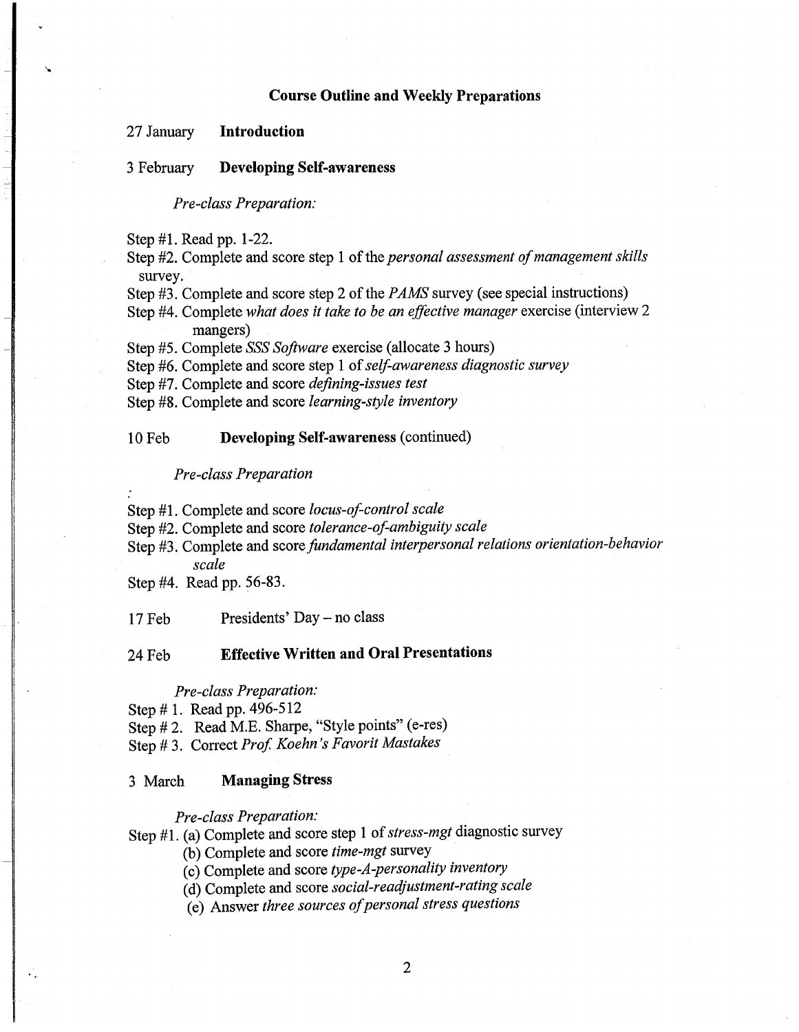## Course Outline and Weekly Preparations

27 January **Introduction**

3 February **Developing Self-awareness**

*Pre-class Preparation:*

Step #1. Read pp. 1-22.
Step #2. Complete and score step 1 of the *personal assessment of management skills* survey.
Step #3. Complete and score step 2 of the *PAMS* survey (see special instructions)
Step #4. Complete *what does it take to be an effective manager* exercise (interview 2 mangers)
Step #5. Complete *SSS Software* exercise (allocate 3 hours)
Step #6. Complete and score step 1 of *self-awareness diagnostic survey*
Step #7. Complete and score *defining-issues test*
Step #8. Complete and score *learning-style inventory*

10 Feb **Developing Self-awareness** (continued)

*Pre-class Preparation*
:
Step #1. Complete and score *locus-of-control scale*
Step #2. Complete and score *tolerance-of-ambiguity scale*
Step #3. Complete and score *fundamental interpersonal relations orientation-behavior scale*
Step #4. Read pp. 56-83.

17 Feb Presidents' Day – no class

24 Feb **Effective Written and Oral Presentations**

*Pre-class Preparation:*
Step # 1. Read pp. 496-512
Step # 2. Read M.E. Sharpe, "Style points" (e-res)
Step # 3. Correct *Prof. Koehn's Favorit Mastakes*

3 March **Managing Stress**

*Pre-class Preparation:*
Step #1. (a) Complete and score step 1 of *stress-mgt* diagnostic survey
(b) Complete and score *time-mgt* survey
(c) Complete and score *type-A-personality inventory*
(d) Complete and score *social-readjustment-rating scale*
(e) Answer *three sources of personal stress questions*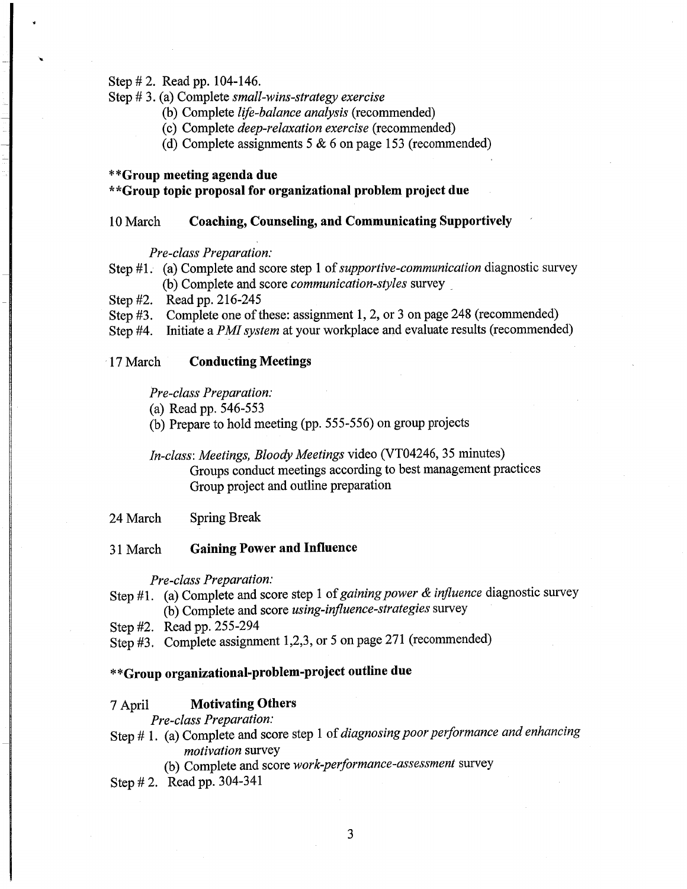Step # 2. Read pp. 104-146.

Step # 3. (a) Complete *small-wins-strategy exercise*

(b) Complete *life-balance analysis* (recommended)

(c) Complete *deep-relaxation exercise* (recommended)

(d) Complete assignments 5 & 6 on page 153 (recommended)

**\*\*Group meeting agenda due**

**\*\*Group topic proposal for organizational problem project due**

10 March **Coaching, Counseling, and Communicating Supportively**

*Pre-class Preparation:*

Step #1. (a) Complete and score step 1 of *supportive-communication* diagnostic survey

(b) Complete and score *communication-styles* survey

Step #2. Read pp. 216-245

Step #3. Complete one of these: assignment 1, 2, or 3 on page 248 (recommended)

Step #4. Initiate a *PMI system* at your workplace and evaluate results (recommended)

17 March **Conducting Meetings**

*Pre-class Preparation:*

(a) Read pp. 546-553

(b) Prepare to hold meeting (pp. 555-556) on group projects

*In-class*: *Meetings, Bloody Meetings* video (VT04246, 35 minutes)

Groups conduct meetings according to best management practices

Group project and outline preparation

24 March Spring Break

31 March **Gaining Power and Influence**

*Pre-class Preparation:*

Step #1. (a) Complete and score step 1 of *gaining power & influence* diagnostic survey

(b) Complete and score *using-influence-strategies* survey

Step #2. Read pp. 255-294

Step #3. Complete assignment 1,2,3, or 5 on page 271 (recommended)

**\*\*Group organizational-problem-project outline due**

7 April **Motivating Others**

*Pre-class Preparation:*

Step # 1. (a) Complete and score step 1 of *diagnosing poor performance and enhancing motivation* survey

(b) Complete and score *work-performance-assessment* survey

Step # 2. Read pp. 304-341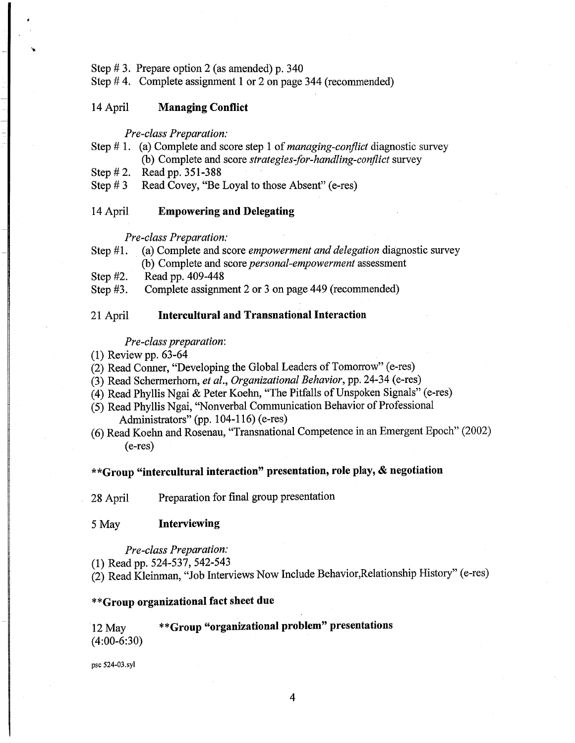Step # 3. Prepare option 2 (as amended) p. 340

Step # 4. Complete assignment 1 or 2 on page 344 (recommended)

14 April **Managing Conflict**

*Pre-class Preparation:*

Step # 1. (a) Complete and score step 1 of *managing-conflict* diagnostic survey
(b) Complete and score *strategies-for-handling-conflict* survey

Step # 2. Read pp. 351-388

Step # 3 Read Covey, "Be Loyal to those Absent" (e-res)

14 April **Empowering and Delegating**

*Pre-class Preparation:*

Step #1. (a) Complete and score *empowerment and delegation* diagnostic survey
(b) Complete and score *personal-empowerment* assessment

Step #2. Read pp. 409-448

Step #3. Complete assignment 2 or 3 on page 449 (recommended)

21 April **Intercultural and Transnational Interaction**

*Pre-class preparation:*

(1) Review pp. 63-64
(2) Read Conner, "Developing the Global Leaders of Tomorrow" (e-res)
(3) Read Schermerhorn, *et al., Organizational Behavior*, pp. 24-34 (e-res)
(4) Read Phyllis Ngai & Peter Koehn, "The Pitfalls of Unspoken Signals" (e-res)
(5) Read Phyllis Ngai, "Nonverbal Communication Behavior of Professional Administrators" (pp. 104-116) (e-res)
(6) Read Koehn and Rosenau, "Transnational Competence in an Emergent Epoch" (2002) (e-res)

**\*\*Group "intercultural interaction" presentation, role play, & negotiation**

28 April Preparation for final group presentation

5 May **Interviewing**

*Pre-class Preparation:*

(1) Read pp. 524-537, 542-543
(2) Read Kleinman, "Job Interviews Now Include Behavior,Relationship History" (e-res)

**\*\*Group organizational fact sheet due**

12 May (4:00-6:30) **\*\*Group "organizational problem" presentations**

psc 524-03.syl